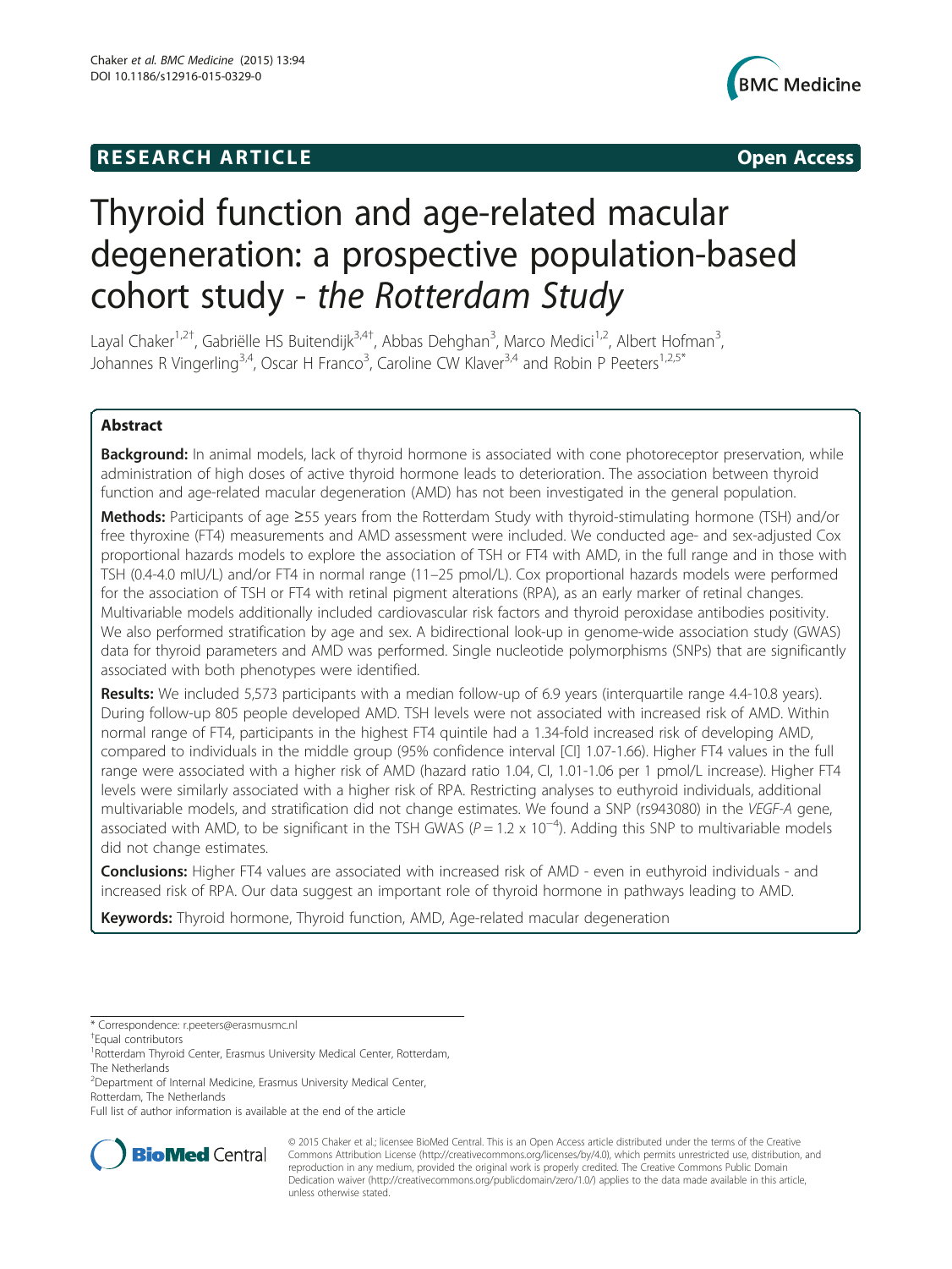**RESEARCH ARTICLE** **Open Access**

# Thyroid function and age-related macular degeneration: a prospective population-based cohort study - *the Rotterdam Study*

Layal Chaker[1,2†], Gabriëlle HS Buitendijk[3,4†], Abbas Dehghan[3], Marco Medici[1,2], Albert Hofman[3], Johannes R Vingerling[3,4], Oscar H Franco[3], Caroline CW Klaver[3,4] and Robin P Peeters[1,2,5*]

## Abstract

**Background:** In animal models, lack of thyroid hormone is associated with cone photoreceptor preservation, while administration of high doses of active thyroid hormone leads to deterioration. The association between thyroid function and age-related macular degeneration (AMD) has not been investigated in the general population.

**Methods:** Participants of age ≥55 years from the Rotterdam Study with thyroid-stimulating hormone (TSH) and/or free thyroxine (FT4) measurements and AMD assessment were included. We conducted age- and sex-adjusted Cox proportional hazards models to explore the association of TSH or FT4 with AMD, in the full range and in those with TSH (0.4-4.0 mIU/L) and/or FT4 in normal range (11–25 pmol/L). Cox proportional hazards models were performed for the association of TSH or FT4 with retinal pigment alterations (RPA), as an early marker of retinal changes. Multivariable models additionally included cardiovascular risk factors and thyroid peroxidase antibodies positivity. We also performed stratification by age and sex. A bidirectional look-up in genome-wide association study (GWAS) data for thyroid parameters and AMD was performed. Single nucleotide polymorphisms (SNPs) that are significantly associated with both phenotypes were identified.

**Results:** We included 5,573 participants with a median follow-up of 6.9 years (interquartile range 4.4-10.8 years). During follow-up 805 people developed AMD. TSH levels were not associated with increased risk of AMD. Within normal range of FT4, participants in the highest FT4 quintile had a 1.34-fold increased risk of developing AMD, compared to individuals in the middle group (95% confidence interval [CI] 1.07-1.66). Higher FT4 values in the full range were associated with a higher risk of AMD (hazard ratio 1.04, CI, 1.01-1.06 per 1 pmol/L increase). Higher FT4 levels were similarly associated with a higher risk of RPA. Restricting analyses to euthyroid individuals, additional multivariable models, and stratification did not change estimates. We found a SNP (rs943080) in the *VEGF-A* gene, associated with AMD, to be significant in the TSH GWAS ($P = 1.2 \times 10^{-4}$). Adding this SNP to multivariable models did not change estimates.

**Conclusions:** Higher FT4 values are associated with increased risk of AMD - even in euthyroid individuals - and increased risk of RPA. Our data suggest an important role of thyroid hormone in pathways leading to AMD.

**Keywords:** Thyroid hormone, Thyroid function, AMD, Age-related macular degeneration

\* Correspondence: r.peeters@erasmusmc.nl

†Equal contributors

[1]Rotterdam Thyroid Center, Erasmus University Medical Center, Rotterdam, The Netherlands

[2]Department of Internal Medicine, Erasmus University Medical Center, Rotterdam, The Netherlands

Full list of author information is available at the end of the article

© 2015 Chaker et al.; licensee BioMed Central. This is an Open Access article distributed under the terms of the Creative Commons Attribution License (http://creativecommons.org/licenses/by/4.0), which permits unrestricted use, distribution, and reproduction in any medium, provided the original work is properly credited. The Creative Commons Public Domain Dedication waiver (http://creativecommons.org/publicdomain/zero/1.0/) applies to the data made available in this article, unless otherwise stated.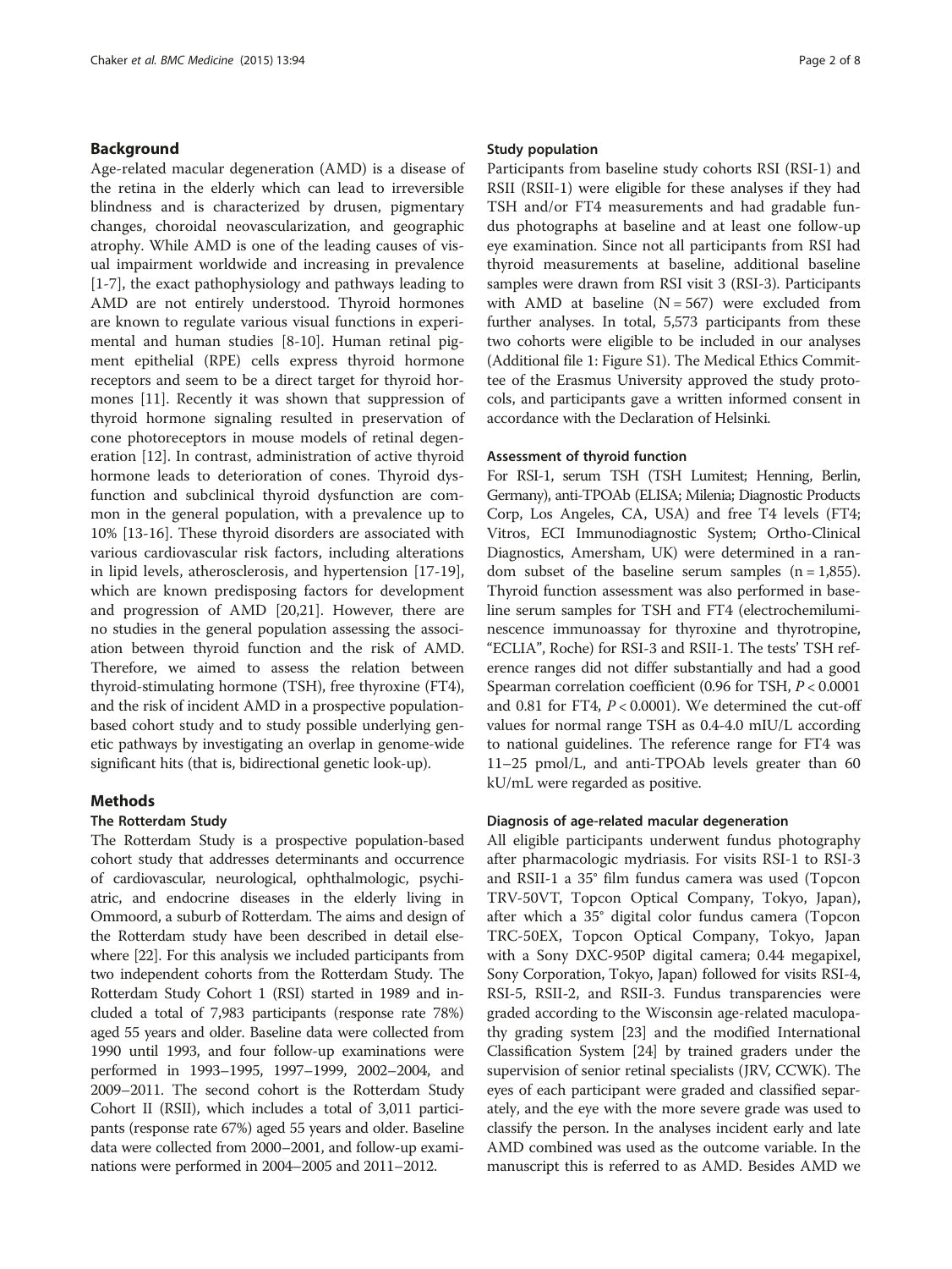## Background

Age-related macular degeneration (AMD) is a disease of the retina in the elderly which can lead to irreversible blindness and is characterized by drusen, pigmentary changes, choroidal neovascularization, and geographic atrophy. While AMD is one of the leading causes of visual impairment worldwide and increasing in prevalence [1-7], the exact pathophysiology and pathways leading to AMD are not entirely understood. Thyroid hormones are known to regulate various visual functions in experimental and human studies [8-10]. Human retinal pigment epithelial (RPE) cells express thyroid hormone receptors and seem to be a direct target for thyroid hormones [11]. Recently it was shown that suppression of thyroid hormone signaling resulted in preservation of cone photoreceptors in mouse models of retinal degeneration [12]. In contrast, administration of active thyroid hormone leads to deterioration of cones. Thyroid dysfunction and subclinical thyroid dysfunction are common in the general population, with a prevalence up to 10% [13-16]. These thyroid disorders are associated with various cardiovascular risk factors, including alterations in lipid levels, atherosclerosis, and hypertension [17-19], which are known predisposing factors for development and progression of AMD [20,21]. However, there are no studies in the general population assessing the association between thyroid function and the risk of AMD. Therefore, we aimed to assess the relation between thyroid-stimulating hormone (TSH), free thyroxine (FT4), and the risk of incident AMD in a prospective population-based cohort study and to study possible underlying genetic pathways by investigating an overlap in genome-wide significant hits (that is, bidirectional genetic look-up).

## Methods

### The Rotterdam Study

The Rotterdam Study is a prospective population-based cohort study that addresses determinants and occurrence of cardiovascular, neurological, ophthalmologic, psychiatric, and endocrine diseases in the elderly living in Ommoord, a suburb of Rotterdam. The aims and design of the Rotterdam study have been described in detail elsewhere [22]. For this analysis we included participants from two independent cohorts from the Rotterdam Study. The Rotterdam Study Cohort 1 (RSI) started in 1989 and included a total of 7,983 participants (response rate 78%) aged 55 years and older. Baseline data were collected from 1990 until 1993, and four follow-up examinations were performed in 1993–1995, 1997–1999, 2002–2004, and 2009–2011. The second cohort is the Rotterdam Study Cohort II (RSII), which includes a total of 3,011 participants (response rate 67%) aged 55 years and older. Baseline data were collected from 2000–2001, and follow-up examinations were performed in 2004–2005 and 2011–2012.

### Study population

Participants from baseline study cohorts RSI (RSI-1) and RSII (RSII-1) were eligible for these analyses if they had TSH and/or FT4 measurements and had gradable fundus photographs at baseline and at least one follow-up eye examination. Since not all participants from RSI had thyroid measurements at baseline, additional baseline samples were drawn from RSI visit 3 (RSI-3). Participants with AMD at baseline (N = 567) were excluded from further analyses. In total, 5,573 participants from these two cohorts were eligible to be included in our analyses (Additional file 1: Figure S1). The Medical Ethics Committee of the Erasmus University approved the study protocols, and participants gave a written informed consent in accordance with the Declaration of Helsinki.

### Assessment of thyroid function

For RSI-1, serum TSH (TSH Lumitest; Henning, Berlin, Germany), anti-TPOAb (ELISA; Milenia; Diagnostic Products Corp, Los Angeles, CA, USA) and free T4 levels (FT4; Vitros, ECI Immunodiagnostic System; Ortho-Clinical Diagnostics, Amersham, UK) were determined in a random subset of the baseline serum samples (n = 1,855). Thyroid function assessment was also performed in baseline serum samples for TSH and FT4 (electrochemiluminescence immunoassay for thyroxine and thyrotropine, "ECLIA", Roche) for RSI-3 and RSII-1. The tests' TSH reference ranges did not differ substantially and had a good Spearman correlation coefficient (0.96 for TSH, $P < 0.0001$ and 0.81 for FT4, $P < 0.0001$). We determined the cut-off values for normal range TSH as 0.4-4.0 mIU/L according to national guidelines. The reference range for FT4 was 11–25 pmol/L, and anti-TPOAb levels greater than 60 kU/mL were regarded as positive.

### Diagnosis of age-related macular degeneration

All eligible participants underwent fundus photography after pharmacologic mydriasis. For visits RSI-1 to RSI-3 and RSII-1 a 35° film fundus camera was used (Topcon TRV-50VT, Topcon Optical Company, Tokyo, Japan), after which a 35° digital color fundus camera (Topcon TRC-50EX, Topcon Optical Company, Tokyo, Japan with a Sony DXC-950P digital camera; 0.44 megapixel, Sony Corporation, Tokyo, Japan) followed for visits RSI-4, RSI-5, RSII-2, and RSII-3. Fundus transparencies were graded according to the Wisconsin age-related maculopathy grading system [23] and the modified International Classification System [24] by trained graders under the supervision of senior retinal specialists (JRV, CCWK). The eyes of each participant were graded and classified separately, and the eye with the more severe grade was used to classify the person. In the analyses incident early and late AMD combined was used as the outcome variable. In the manuscript this is referred to as AMD. Besides AMD we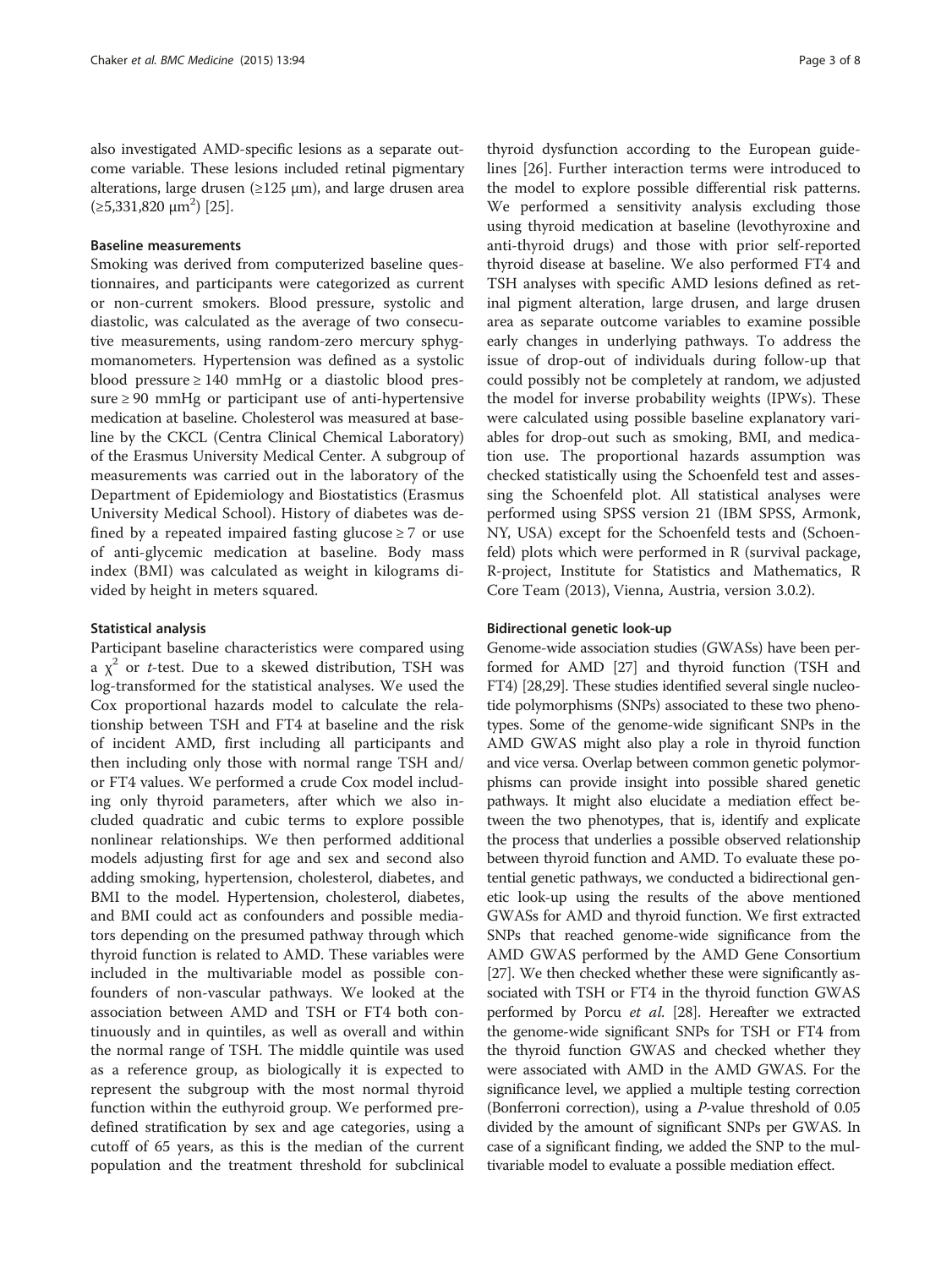also investigated AMD-specific lesions as a separate outcome variable. These lesions included retinal pigmentary alterations, large drusen (≥125 μm), and large drusen area (≥5,331,820 $\mu m^2$) [25].

### Baseline measurements

Smoking was derived from computerized baseline questionnaires, and participants were categorized as current or non-current smokers. Blood pressure, systolic and diastolic, was calculated as the average of two consecutive measurements, using random-zero mercury sphygmomanometers. Hypertension was defined as a systolic blood pressure ≥ 140 mmHg or a diastolic blood pressure ≥ 90 mmHg or participant use of anti-hypertensive medication at baseline. Cholesterol was measured at baseline by the CKCL (Centra Clinical Chemical Laboratory) of the Erasmus University Medical Center. A subgroup of measurements was carried out in the laboratory of the Department of Epidemiology and Biostatistics (Erasmus University Medical School). History of diabetes was defined by a repeated impaired fasting glucose ≥ 7 or use of anti-glycemic medication at baseline. Body mass index (BMI) was calculated as weight in kilograms divided by height in meters squared.

### Statistical analysis

Participant baseline characteristics were compared using a $\chi^2$ or *t*-test. Due to a skewed distribution, TSH was log-transformed for the statistical analyses. We used the Cox proportional hazards model to calculate the relationship between TSH and FT4 at baseline and the risk of incident AMD, first including all participants and then including only those with normal range TSH and/or FT4 values. We performed a crude Cox model including only thyroid parameters, after which we also included quadratic and cubic terms to explore possible nonlinear relationships. We then performed additional models adjusting first for age and sex and second also adding smoking, hypertension, cholesterol, diabetes, and BMI to the model. Hypertension, cholesterol, diabetes, and BMI could act as confounders and possible mediators depending on the presumed pathway through which thyroid function is related to AMD. These variables were included in the multivariable model as possible confounders of non-vascular pathways. We looked at the association between AMD and TSH or FT4 both continuously and in quintiles, as well as overall and within the normal range of TSH. The middle quintile was used as a reference group, as biologically it is expected to represent the subgroup with the most normal thyroid function within the euthyroid group. We performed predefined stratification by sex and age categories, using a cutoff of 65 years, as this is the median of the current population and the treatment threshold for subclinical thyroid dysfunction according to the European guidelines [26]. Further interaction terms were introduced to the model to explore possible differential risk patterns. We performed a sensitivity analysis excluding those using thyroid medication at baseline (levothyroxine and anti-thyroid drugs) and those with prior self-reported thyroid disease at baseline. We also performed FT4 and TSH analyses with specific AMD lesions defined as retinal pigment alteration, large drusen, and large drusen area as separate outcome variables to examine possible early changes in underlying pathways. To address the issue of drop-out of individuals during follow-up that could possibly not be completely at random, we adjusted the model for inverse probability weights (IPWs). These were calculated using possible baseline explanatory variables for drop-out such as smoking, BMI, and medication use. The proportional hazards assumption was checked statistically using the Schoenfeld test and assessing the Schoenfeld plot. All statistical analyses were performed using SPSS version 21 (IBM SPSS, Armonk, NY, USA) except for the Schoenfeld tests and (Schoenfeld) plots which were performed in R (survival package, R-project, Institute for Statistics and Mathematics, R Core Team (2013), Vienna, Austria, version 3.0.2).

### Bidirectional genetic look-up

Genome-wide association studies (GWASs) have been performed for AMD [27] and thyroid function (TSH and FT4) [28,29]. These studies identified several single nucleotide polymorphisms (SNPs) associated to these two phenotypes. Some of the genome-wide significant SNPs in the AMD GWAS might also play a role in thyroid function and vice versa. Overlap between common genetic polymorphisms can provide insight into possible shared genetic pathways. It might also elucidate a mediation effect between the two phenotypes, that is, identify and explicate the process that underlies a possible observed relationship between thyroid function and AMD. To evaluate these potential genetic pathways, we conducted a bidirectional genetic look-up using the results of the above mentioned GWASs for AMD and thyroid function. We first extracted SNPs that reached genome-wide significance from the AMD GWAS performed by the AMD Gene Consortium [27]. We then checked whether these were significantly associated with TSH or FT4 in the thyroid function GWAS performed by Porcu *et al.* [28]. Hereafter we extracted the genome-wide significant SNPs for TSH or FT4 from the thyroid function GWAS and checked whether they were associated with AMD in the AMD GWAS. For the significance level, we applied a multiple testing correction (Bonferroni correction), using a *P*-value threshold of 0.05 divided by the amount of significant SNPs per GWAS. In case of a significant finding, we added the SNP to the multivariable model to evaluate a possible mediation effect.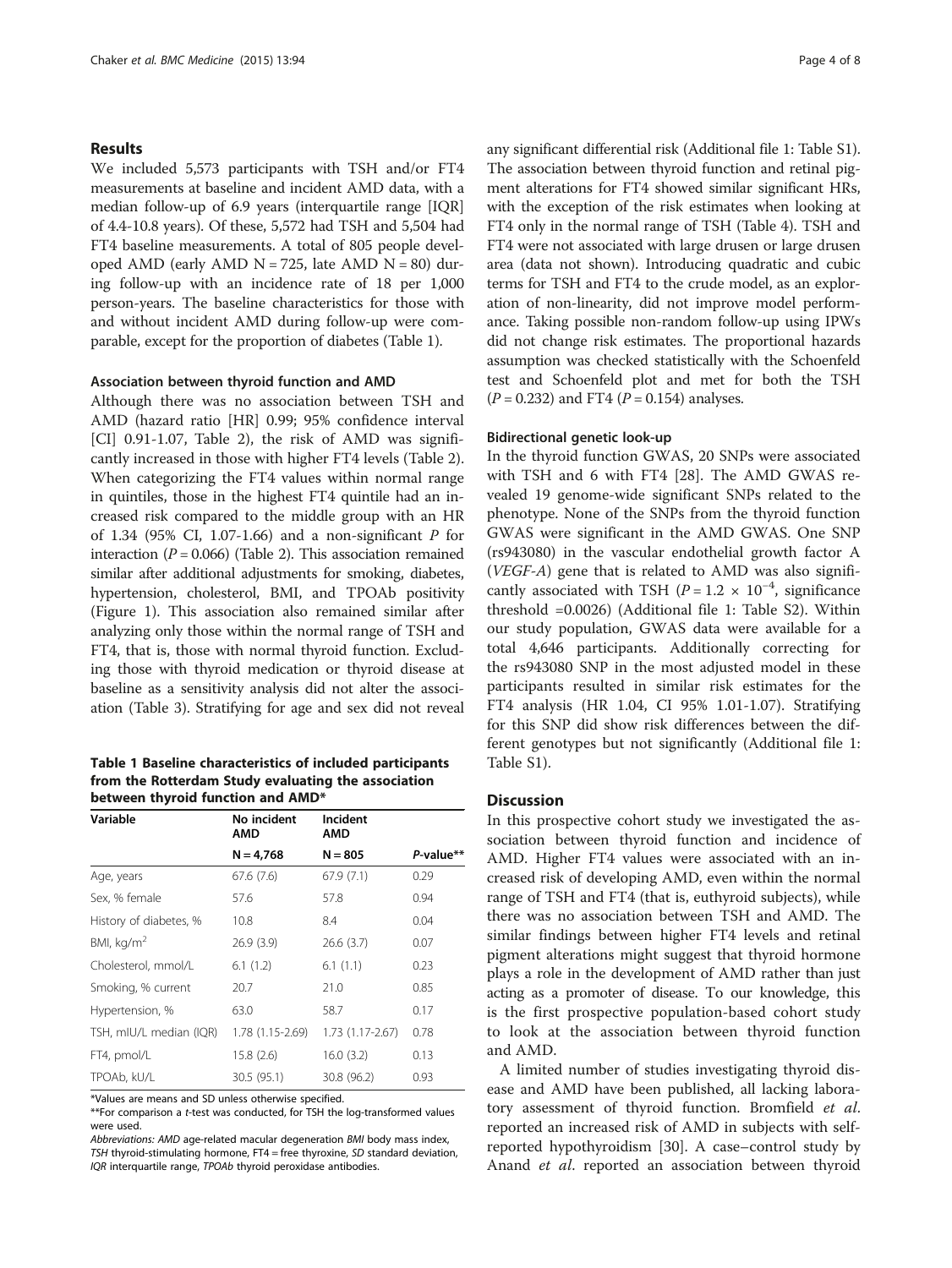## Results

We included 5,573 participants with TSH and/or FT4 measurements at baseline and incident AMD data, with a median follow-up of 6.9 years (interquartile range [IQR] of 4.4-10.8 years). Of these, 5,572 had TSH and 5,504 had FT4 baseline measurements. A total of 805 people developed AMD (early AMD N = 725, late AMD N = 80) during follow-up with an incidence rate of 18 per 1,000 person-years. The baseline characteristics for those with and without incident AMD during follow-up were comparable, except for the proportion of diabetes (Table 1).

### Association between thyroid function and AMD

Although there was no association between TSH and AMD (hazard ratio [HR] 0.99; 95% confidence interval [CI] 0.91-1.07, Table 2), the risk of AMD was significantly increased in those with higher FT4 levels (Table 2). When categorizing the FT4 values within normal range in quintiles, those in the highest FT4 quintile had an increased risk compared to the middle group with an HR of 1.34 (95% CI, 1.07-1.66) and a non-significant *P* for interaction ($P = 0.066$) (Table 2). This association remained similar after additional adjustments for smoking, diabetes, hypertension, cholesterol, BMI, and TPOAb positivity (Figure 1). This association also remained similar after analyzing only those within the normal range of TSH and FT4, that is, those with normal thyroid function. Excluding those with thyroid medication or thyroid disease at baseline as a sensitivity analysis did not alter the association (Table 3). Stratifying for age and sex did not reveal any significant differential risk (Additional file 1: Table S1). The association between thyroid function and retinal pigment alterations for FT4 showed similar significant HRs, with the exception of the risk estimates when looking at FT4 only in the normal range of TSH (Table 4). TSH and FT4 were not associated with large drusen or large drusen area (data not shown). Introducing quadratic and cubic terms for TSH and FT4 to the crude model, as an exploration of non-linearity, did not improve model performance. Taking possible non-random follow-up using IPWs did not change risk estimates. The proportional hazards assumption was checked statistically with the Schoenfeld test and Schoenfeld plot and met for both the TSH ($P = 0.232$) and FT4 ($P = 0.154$) analyses.

### Bidirectional genetic look-up

In the thyroid function GWAS, 20 SNPs were associated with TSH and 6 with FT4 [28]. The AMD GWAS revealed 19 genome-wide significant SNPs related to the phenotype. None of the SNPs from the thyroid function GWAS were significant in the AMD GWAS. One SNP (rs943080) in the vascular endothelial growth factor A (*VEGF-A*) gene that is related to AMD was also significantly associated with TSH ($P = 1.2 \times 10^{-4}$, significance threshold =0.0026) (Additional file 1: Table S2). Within our study population, GWAS data were available for a total 4,646 participants. Additionally correcting for the rs943080 SNP in the most adjusted model in these participants resulted in similar risk estimates for the FT4 analysis (HR 1.04, CI 95% 1.01-1.07). Stratifying for this SNP did show risk differences between the different genotypes but not significantly (Additional file 1: Table S1).

**Table 1 Baseline characteristics of included participants from the Rotterdam Study evaluating the association between thyroid function and AMD***

| Variable | No incident AMD | Incident AMD | |
|---|---|---|---|
| | N = 4,768 | N = 805 | *P*-value** |
| Age, years | 67.6 (7.6) | 67.9 (7.1) | 0.29 |
| Sex, % female | 57.6 | 57.8 | 0.94 |
| History of diabetes, % | 10.8 | 8.4 | 0.04 |
| BMI, kg/m$^2$ | 26.9 (3.9) | 26.6 (3.7) | 0.07 |
| Cholesterol, mmol/L | 6.1 (1.2) | 6.1 (1.1) | 0.23 |
| Smoking, % current | 20.7 | 21.0 | 0.85 |
| Hypertension, % | 63.0 | 58.7 | 0.17 |
| TSH, mIU/L median (IQR) | 1.78 (1.15-2.69) | 1.73 (1.17-2.67) | 0.78 |
| FT4, pmol/L | 15.8 (2.6) | 16.0 (3.2) | 0.13 |
| TPOAb, kU/L | 30.5 (95.1) | 30.8 (96.2) | 0.93 |

*Values are means and SD unless otherwise specified.
**For comparison a *t*-test was conducted, for TSH the log-transformed values were used.
*Abbreviations: AMD* age-related macular degeneration *BMI* body mass index, *TSH* thyroid-stimulating hormone, FT4 = free thyroxine, *SD* standard deviation, *IQR* interquartile range, *TPOAb* thyroid peroxidase antibodies.

## Discussion

In this prospective cohort study we investigated the association between thyroid function and incidence of AMD. Higher FT4 values were associated with an increased risk of developing AMD, even within the normal range of TSH and FT4 (that is, euthyroid subjects), while there was no association between TSH and AMD. The similar findings between higher FT4 levels and retinal pigment alterations might suggest that thyroid hormone plays a role in the development of AMD rather than just acting as a promoter of disease. To our knowledge, this is the first prospective population-based cohort study to look at the association between thyroid function and AMD.

A limited number of studies investigating thyroid disease and AMD have been published, all lacking laboratory assessment of thyroid function. Bromfield *et al.* reported an increased risk of AMD in subjects with self-reported hypothyroidism [30]. A case–control study by Anand *et al.* reported an association between thyroid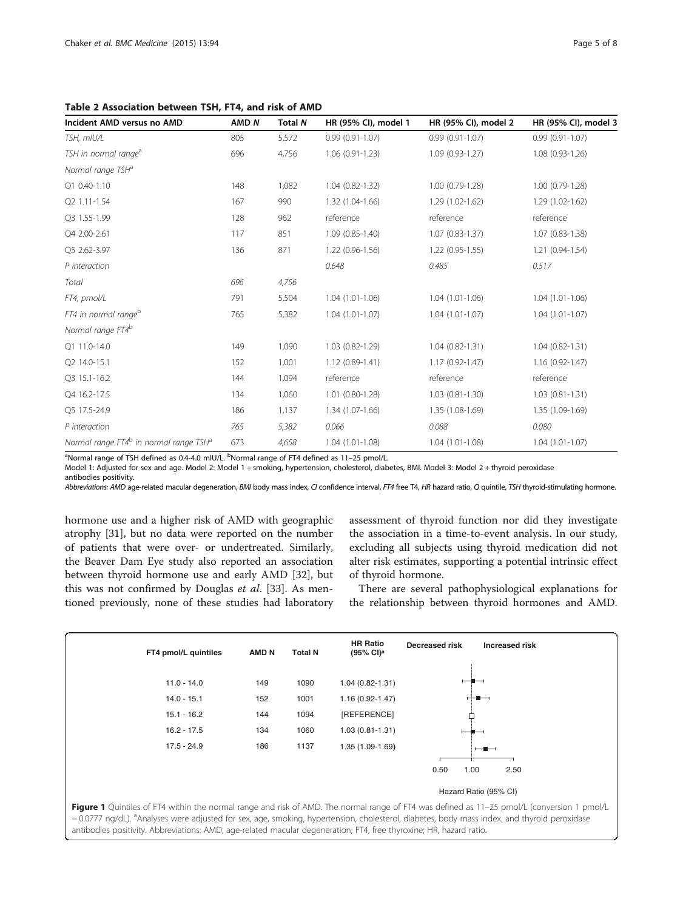**Table 2 Association between TSH, FT4, and risk of AMD**

| Incident AMD versus no AMD | AMD *N* | Total *N* | HR (95% CI), model 1 | HR (95% CI), model 2 | HR (95% CI), model 3 |
|---|---|---|---|---|---|
| *TSH, mIU/L* | 805 | 5,572 | 0.99 (0.91-1.07) | 0.99 (0.91-1.07) | 0.99 (0.91-1.07) |
| *TSH in normal range*[a] | 696 | 4,756 | 1.06 (0.91-1.23) | 1.09 (0.93-1.27) | 1.08 (0.93-1.26) |
| *Normal range TSH*[a] | | | | | |
| Q1 0.40-1.10 | 148 | 1,082 | 1.04 (0.82-1.32) | 1.00 (0.79-1.28) | 1.00 (0.79-1.28) |
| Q2 1.11-1.54 | 167 | 990 | 1.32 (1.04-1.66) | 1.29 (1.02-1.62) | 1.29 (1.02-1.62) |
| Q3 1.55-1.99 | 128 | 962 | reference | reference | reference |
| Q4 2.00-2.61 | 117 | 851 | 1.09 (0.85-1.40) | 1.07 (0.83-1.37) | 1.07 (0.83-1.38) |
| Q5 2.62-3.97 | 136 | 871 | 1.22 (0.96-1.56) | 1.22 (0.95-1.55) | 1.21 (0.94-1.54) |
| *P interaction* | | | *0.648* | *0.485* | *0.517* |
| *Total* | *696* | *4,756* | | | |
| *FT4, pmol/L* | 791 | 5,504 | 1.04 (1.01-1.06) | 1.04 (1.01-1.06) | 1.04 (1.01-1.06) |
| *FT4 in normal range*[b] | 765 | 5,382 | 1.04 (1.01-1.07) | 1.04 (1.01-1.07) | 1.04 (1.01-1.07) |
| *Normal range FT4*[b] | | | | | |
| Q1 11.0-14.0 | 149 | 1,090 | 1.03 (0.82-1.29) | 1.04 (0.82-1.31) | 1.04 (0.82-1.31) |
| Q2 14.0-15.1 | 152 | 1,001 | 1.12 (0.89-1.41) | 1.17 (0.92-1.47) | 1.16 (0.92-1.47) |
| Q3 15.1-16.2 | 144 | 1,094 | reference | reference | reference |
| Q4 16.2-17.5 | 134 | 1,060 | 1.01 (0.80-1.28) | 1.03 (0.81-1.30) | 1.03 (0.81-1.31) |
| Q5 17.5-24.9 | 186 | 1,137 | 1.34 (1.07-1.66) | 1.35 (1.08-1.69) | 1.35 (1.09-1.69) |
| *P interaction* | *765* | *5,382* | *0.066* | *0.088* | *0.080* |
| *Normal range FT4*[b] *in normal range TSH*[a] | *673* | *4,658* | 1.04 (1.01-1.08) | 1.04 (1.01-1.08) | 1.04 (1.01-1.07) |

[a]Normal range of TSH defined as 0.4-4.0 mIU/L. [b]Normal range of FT4 defined as 11–25 pmol/L.
Model 1: Adjusted for sex and age. Model 2: Model 1 + smoking, hypertension, cholesterol, diabetes, BMI. Model 3: Model 2 + thyroid peroxidase antibodies positivity.
*Abbreviations: AMD age-related macular degeneration, BMI body mass index, CI confidence interval, FT4 free T4, HR hazard ratio, Q quintile, TSH thyroid-stimulating hormone.*

hormone use and a higher risk of AMD with geographic atrophy [31], but no data were reported on the number of patients that were over- or undertreated. Similarly, the Beaver Dam Eye study also reported an association between thyroid hormone use and early AMD [32], but this was not confirmed by Douglas *et al*. [33]. As mentioned previously, none of these studies had laboratory assessment of thyroid function nor did they investigate the association in a time-to-event analysis. In our study, excluding all subjects using thyroid medication did not alter risk estimates, supporting a potential intrinsic effect of thyroid hormone.

There are several pathophysiological explanations for the relationship between thyroid hormones and AMD.

| FT4 pmol/L quintiles | AMD N | Total N | HR Ratio (95% CI)[a] |
|---|---|---|---|
| 11.0 - 14.0 | 149 | 1090 | 1.04 (0.82-1.31) |
| 14.0 - 15.1 | 152 | 1001 | 1.16 (0.92-1.47) |
| 15.1 - 16.2 | 144 | 1094 | [REFERENCE] |
| 16.2 - 17.5 | 134 | 1060 | 1.03 (0.81-1.31) |
| 17.5 - 24.9 | 186 | 1137 | 1.35 (1.09-1.69) |

**Figure 1** Quintiles of FT4 within the normal range and risk of AMD. The normal range of FT4 was defined as 11–25 pmol/L (conversion 1 pmol/L = 0.0777 ng/dL). [a]Analyses were adjusted for sex, age, smoking, hypertension, cholesterol, diabetes, body mass index, and thyroid peroxidase antibodies positivity. Abbreviations: AMD, age-related macular degeneration; FT4, free thyroxine; HR, hazard ratio.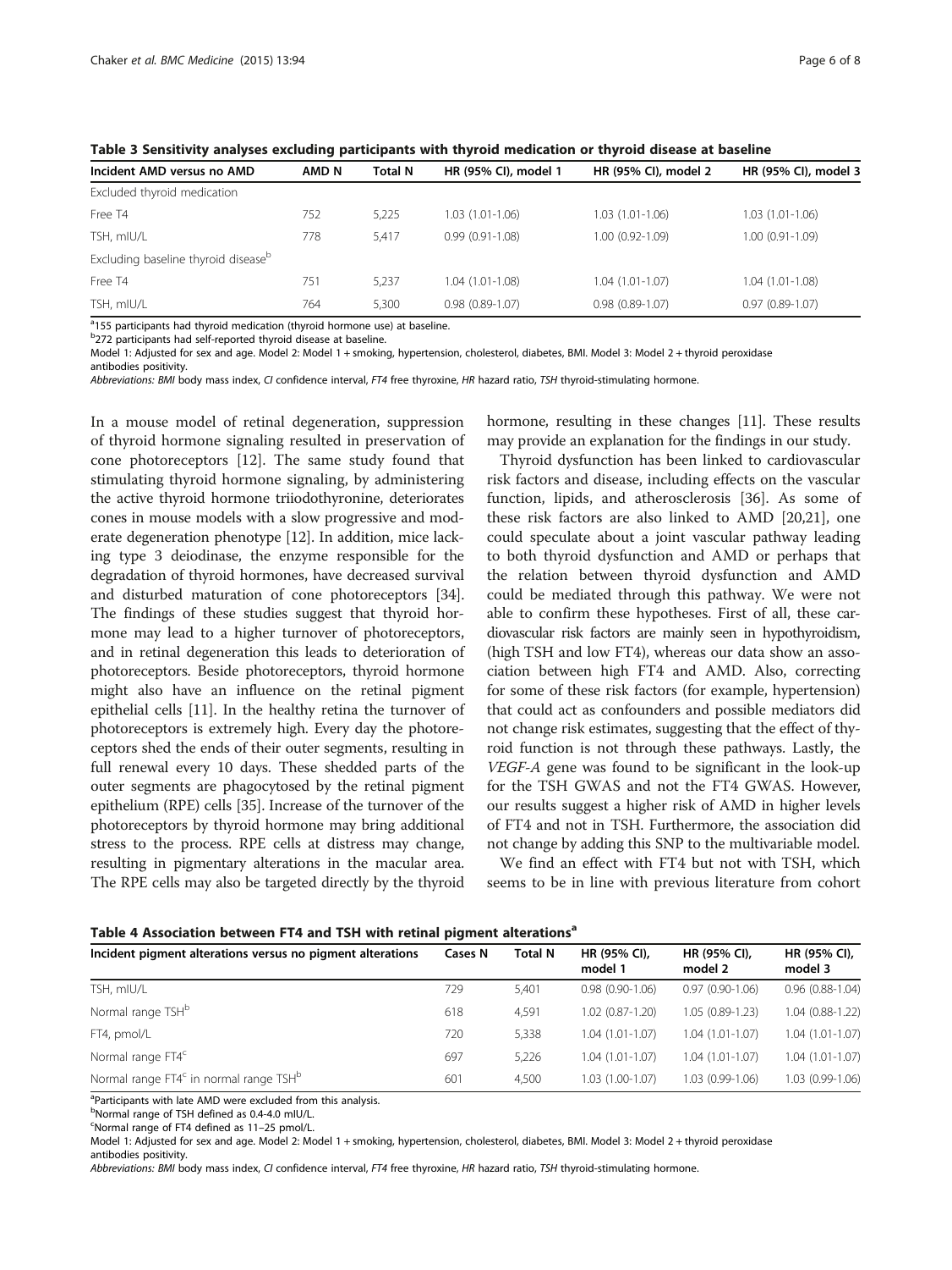**Table 3 Sensitivity analyses excluding participants with thyroid medication or thyroid disease at baseline**

| Incident AMD versus no AMD | AMD N | Total N | HR (95% CI), model 1 | HR (95% CI), model 2 | HR (95% CI), model 3 |
|---|---|---|---|---|---|
| Excluded thyroid medication | | | | | |
| Free T4 | 752 | 5,225 | 1.03 (1.01-1.06) | 1.03 (1.01-1.06) | 1.03 (1.01-1.06) |
| TSH, mIU/L | 778 | 5,417 | 0.99 (0.91-1.08) | 1.00 (0.92-1.09) | 1.00 (0.91-1.09) |
| Excluding baseline thyroid disease[b] | | | | | |
| Free T4 | 751 | 5,237 | 1.04 (1.01-1.08) | 1.04 (1.01-1.07) | 1.04 (1.01-1.08) |
| TSH, mIU/L | 764 | 5,300 | 0.98 (0.89-1.07) | 0.98 (0.89-1.07) | 0.97 (0.89-1.07) |

[a]155 participants had thyroid medication (thyroid hormone use) at baseline.
[b]272 participants had self-reported thyroid disease at baseline.
Model 1: Adjusted for sex and age. Model 2: Model 1 + smoking, hypertension, cholesterol, diabetes, BMI. Model 3: Model 2 + thyroid peroxidase antibodies positivity.
*Abbreviations: BMI* body mass index, *CI* confidence interval, *FT4* free thyroxine, *HR* hazard ratio, *TSH* thyroid-stimulating hormone.

In a mouse model of retinal degeneration, suppression of thyroid hormone signaling resulted in preservation of cone photoreceptors [12]. The same study found that stimulating thyroid hormone signaling, by administering the active thyroid hormone triiodothyronine, deteriorates cones in mouse models with a slow progressive and moderate degeneration phenotype [12]. In addition, mice lacking type 3 deiodinase, the enzyme responsible for the degradation of thyroid hormones, have decreased survival and disturbed maturation of cone photoreceptors [34]. The findings of these studies suggest that thyroid hormone may lead to a higher turnover of photoreceptors, and in retinal degeneration this leads to deterioration of photoreceptors. Beside photoreceptors, thyroid hormone might also have an influence on the retinal pigment epithelial cells [11]. In the healthy retina the turnover of photoreceptors is extremely high. Every day the photoreceptors shed the ends of their outer segments, resulting in full renewal every 10 days. These shedded parts of the outer segments are phagocytosed by the retinal pigment epithelium (RPE) cells [35]. Increase of the turnover of the photoreceptors by thyroid hormone may bring additional stress to the process. RPE cells at distress may change, resulting in pigmentary alterations in the macular area. The RPE cells may also be targeted directly by the thyroid hormone, resulting in these changes [11]. These results may provide an explanation for the findings in our study.

Thyroid dysfunction has been linked to cardiovascular risk factors and disease, including effects on the vascular function, lipids, and atherosclerosis [36]. As some of these risk factors are also linked to AMD [20,21], one could speculate about a joint vascular pathway leading to both thyroid dysfunction and AMD or perhaps that the relation between thyroid dysfunction and AMD could be mediated through this pathway. We were not able to confirm these hypotheses. First of all, these cardiovascular risk factors are mainly seen in hypothyroidism, (high TSH and low FT4), whereas our data show an association between high FT4 and AMD. Also, correcting for some of these risk factors (for example, hypertension) that could act as confounders and possible mediators did not change risk estimates, suggesting that the effect of thyroid function is not through these pathways. Lastly, the *VEGF-A* gene was found to be significant in the look-up for the TSH GWAS and not the FT4 GWAS. However, our results suggest a higher risk of AMD in higher levels of FT4 and not in TSH. Furthermore, the association did not change by adding this SNP to the multivariable model.

We find an effect with FT4 but not with TSH, which seems to be in line with previous literature from cohort

**Table 4 Association between FT4 and TSH with retinal pigment alterations[a]**

| Incident pigment alterations versus no pigment alterations | Cases N | Total N | HR (95% CI), model 1 | HR (95% CI), model 2 | HR (95% CI), model 3 |
|---|---|---|---|---|---|
| TSH, mIU/L | 729 | 5,401 | 0.98 (0.90-1.06) | 0.97 (0.90-1.06) | 0.96 (0.88-1.04) |
| Normal range TSH[b] | 618 | 4,591 | 1.02 (0.87-1.20) | 1.05 (0.89-1.23) | 1.04 (0.88-1.22) |
| FT4, pmol/L | 720 | 5,338 | 1.04 (1.01-1.07) | 1.04 (1.01-1.07) | 1.04 (1.01-1.07) |
| Normal range FT4[c] | 697 | 5,226 | 1.04 (1.01-1.07) | 1.04 (1.01-1.07) | 1.04 (1.01-1.07) |
| Normal range FT4[c] in normal range TSH[b] | 601 | 4,500 | 1.03 (1.00-1.07) | 1.03 (0.99-1.06) | 1.03 (0.99-1.06) |

[a]Participants with late AMD were excluded from this analysis.
[b]Normal range of TSH defined as 0.4-4.0 mIU/L.
[c]Normal range of FT4 defined as 11–25 pmol/L.
Model 1: Adjusted for sex and age. Model 2: Model 1 + smoking, hypertension, cholesterol, diabetes, BMI. Model 3: Model 2 + thyroid peroxidase antibodies positivity.
*Abbreviations: BMI* body mass index, *CI* confidence interval, *FT4* free thyroxine, *HR* hazard ratio, *TSH* thyroid-stimulating hormone.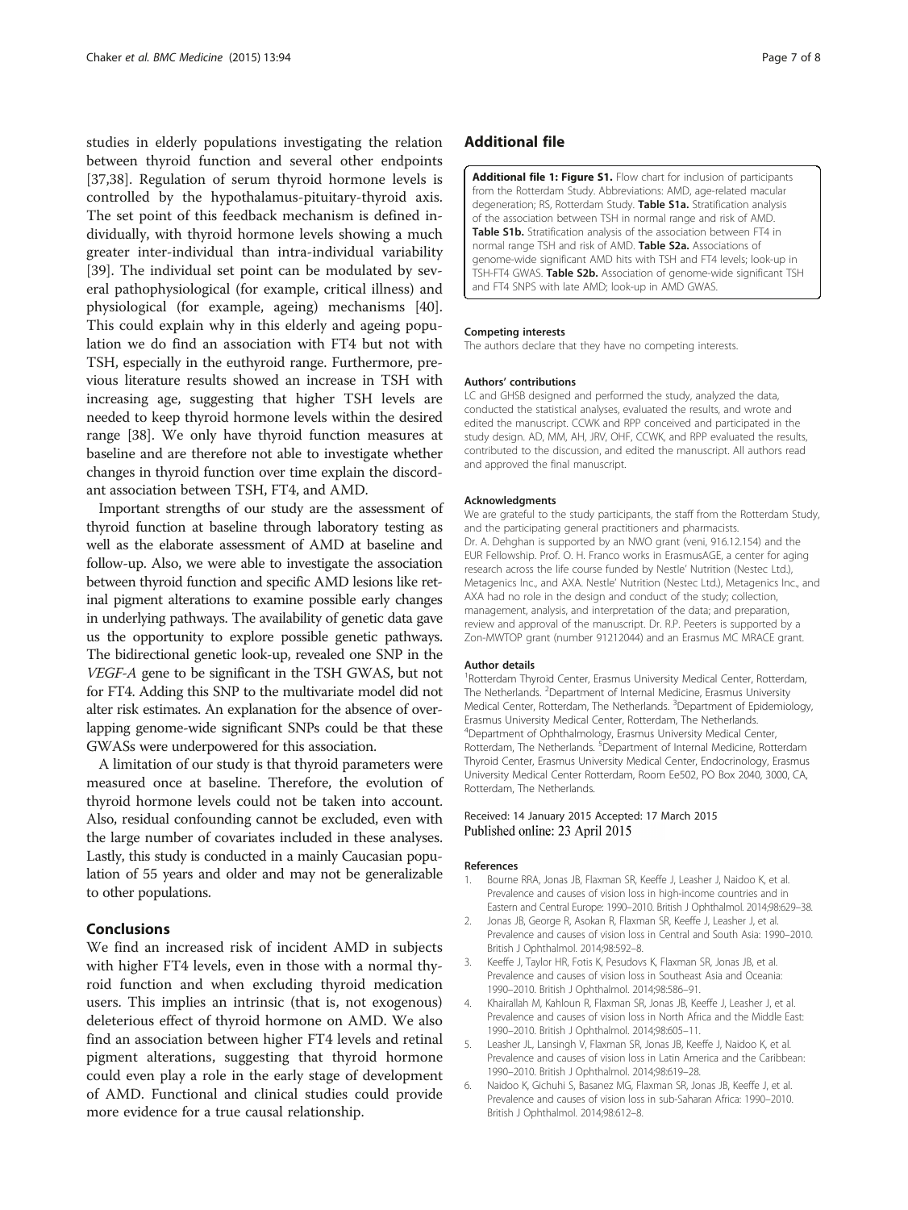studies in elderly populations investigating the relation between thyroid function and several other endpoints [37,38]. Regulation of serum thyroid hormone levels is controlled by the hypothalamus-pituitary-thyroid axis. The set point of this feedback mechanism is defined individually, with thyroid hormone levels showing a much greater inter-individual than intra-individual variability [39]. The individual set point can be modulated by several pathophysiological (for example, critical illness) and physiological (for example, ageing) mechanisms [40]. This could explain why in this elderly and ageing population we do find an association with FT4 but not with TSH, especially in the euthyroid range. Furthermore, previous literature results showed an increase in TSH with increasing age, suggesting that higher TSH levels are needed to keep thyroid hormone levels within the desired range [38]. We only have thyroid function measures at baseline and are therefore not able to investigate whether changes in thyroid function over time explain the discordant association between TSH, FT4, and AMD.

Important strengths of our study are the assessment of thyroid function at baseline through laboratory testing as well as the elaborate assessment of AMD at baseline and follow-up. Also, we were able to investigate the association between thyroid function and specific AMD lesions like retinal pigment alterations to examine possible early changes in underlying pathways. The availability of genetic data gave us the opportunity to explore possible genetic pathways. The bidirectional genetic look-up, revealed one SNP in the *VEGF-A* gene to be significant in the TSH GWAS, but not for FT4. Adding this SNP to the multivariate model did not alter risk estimates. An explanation for the absence of overlapping genome-wide significant SNPs could be that these GWASs were underpowered for this association.

A limitation of our study is that thyroid parameters were measured once at baseline. Therefore, the evolution of thyroid hormone levels could not be taken into account. Also, residual confounding cannot be excluded, even with the large number of covariates included in these analyses. Lastly, this study is conducted in a mainly Caucasian population of 55 years and older and may not be generalizable to other populations.

## Conclusions

We find an increased risk of incident AMD in subjects with higher FT4 levels, even in those with a normal thyroid function and when excluding thyroid medication users. This implies an intrinsic (that is, not exogenous) deleterious effect of thyroid hormone on AMD. We also find an association between higher FT4 levels and retinal pigment alterations, suggesting that thyroid hormone could even play a role in the early stage of development of AMD. Functional and clinical studies could provide more evidence for a true causal relationship.

## Additional file

**Additional file 1: Figure S1.** Flow chart for inclusion of participants from the Rotterdam Study. Abbreviations: AMD, age-related macular degeneration; RS, Rotterdam Study. **Table S1a.** Stratification analysis of the association between TSH in normal range and risk of AMD. **Table S1b.** Stratification analysis of the association between FT4 in normal range TSH and risk of AMD. **Table S2a.** Associations of genome-wide significant AMD hits with TSH and FT4 levels; look-up in TSH-FT4 GWAS. **Table S2b.** Association of genome-wide significant TSH and FT4 SNPS with late AMD; look-up in AMD GWAS.

#### Competing interests

The authors declare that they have no competing interests.

#### Authors' contributions

LC and GHSB designed and performed the study, analyzed the data, conducted the statistical analyses, evaluated the results, and wrote and edited the manuscript. CCWK and RPP conceived and participated in the study design. AD, MM, AH, JRV, OHF, CCWK, and RPP evaluated the results, contributed to the discussion, and edited the manuscript. All authors read and approved the final manuscript.

#### Acknowledgments

We are grateful to the study participants, the staff from the Rotterdam Study, and the participating general practitioners and pharmacists.
Dr. A. Dehghan is supported by an NWO grant (veni, 916.12.154) and the EUR Fellowship. Prof. O. H. Franco works in ErasmusAGE, a center for aging research across the life course funded by Nestle' Nutrition (Nestec Ltd.), Metagenics Inc., and AXA. Nestle' Nutrition (Nestec Ltd.), Metagenics Inc., and AXA had no role in the design and conduct of the study; collection, management, analysis, and interpretation of the data; and preparation, review and approval of the manuscript. Dr. R.P. Peeters is supported by a Zon-MWTOP grant (number 91212044) and an Erasmus MC MRACE grant.

#### Author details

[1]Rotterdam Thyroid Center, Erasmus University Medical Center, Rotterdam, The Netherlands. [2]Department of Internal Medicine, Erasmus University Medical Center, Rotterdam, The Netherlands. [3]Department of Epidemiology, Erasmus University Medical Center, Rotterdam, The Netherlands. [4]Department of Ophthalmology, Erasmus University Medical Center, Rotterdam, The Netherlands. [5]Department of Internal Medicine, Rotterdam Thyroid Center, Erasmus University Medical Center, Endocrinology, Erasmus University Medical Center Rotterdam, Room Ee502, PO Box 2040, 3000, CA, Rotterdam, The Netherlands.

Received: 14 January 2015 Accepted: 17 March 2015
Published online: 23 April 2015

#### References

1. Bourne RRA, Jonas JB, Flaxman SR, Keeffe J, Leasher J, Naidoo K, et al. Prevalence and causes of vision loss in high-income countries and in Eastern and Central Europe: 1990–2010. British J Ophthalmol. 2014;98:629–38.
2. Jonas JB, George R, Asokan R, Flaxman SR, Keeffe J, Leasher J, et al. Prevalence and causes of vision loss in Central and South Asia: 1990–2010. British J Ophthalmol. 2014;98:592–8.
3. Keeffe J, Taylor HR, Fotis K, Pesudovs K, Flaxman SR, Jonas JB, et al. Prevalence and causes of vision loss in Southeast Asia and Oceania: 1990–2010. British J Ophthalmol. 2014;98:586–91.
4. Khairallah M, Kahloun R, Flaxman SR, Jonas JB, Keeffe J, Leasher J, et al. Prevalence and causes of vision loss in North Africa and the Middle East: 1990–2010. British J Ophthalmol. 2014;98:605–11.
5. Leasher JL, Lansingh V, Flaxman SR, Jonas JB, Keeffe J, Naidoo K, et al. Prevalence and causes of vision loss in Latin America and the Caribbean: 1990–2010. British J Ophthalmol. 2014;98:619–28.
6. Naidoo K, Gichuhi S, Basanez MG, Flaxman SR, Jonas JB, Keeffe J, et al. Prevalence and causes of vision loss in sub-Saharan Africa: 1990–2010. British J Ophthalmol. 2014;98:612–8.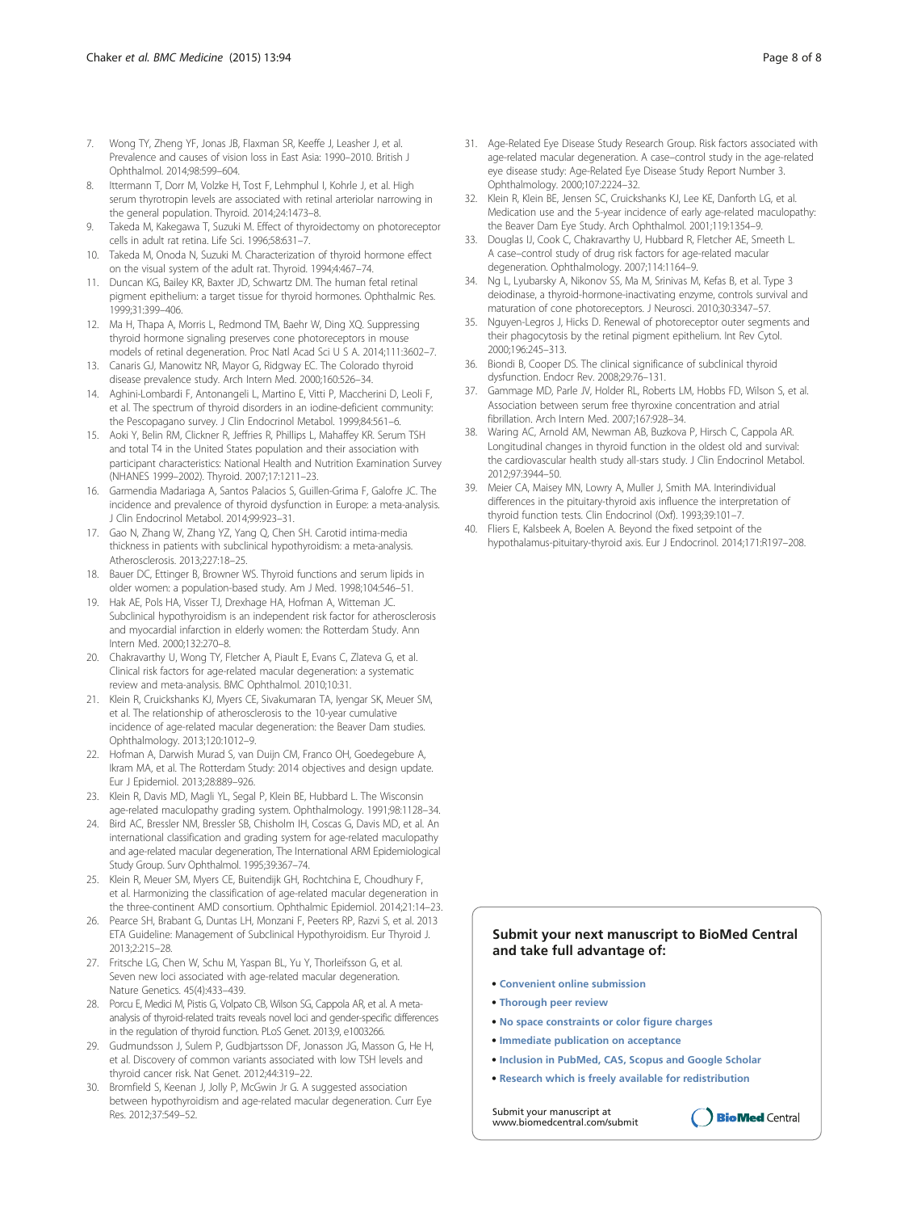7. Wong TY, Zheng YF, Jonas JB, Flaxman SR, Keeffe J, Leasher J, et al. Prevalence and causes of vision loss in East Asia: 1990–2010. British J Ophthalmol. 2014;98:599–604.
8. Ittermann T, Dorr M, Volzke H, Tost F, Lehmphul I, Kohrle J, et al. High serum thyrotropin levels are associated with retinal arteriolar narrowing in the general population. Thyroid. 2014;24:1473–8.
9. Takeda M, Kakegawa T, Suzuki M. Effect of thyroidectomy on photoreceptor cells in adult rat retina. Life Sci. 1996;58:631–7.
10. Takeda M, Onoda N, Suzuki M. Characterization of thyroid hormone effect on the visual system of the adult rat. Thyroid. 1994;4:467–74.
11. Duncan KG, Bailey KR, Baxter JD, Schwartz DM. The human fetal retinal pigment epithelium: a target tissue for thyroid hormones. Ophthalmic Res. 1999;31:399–406.
12. Ma H, Thapa A, Morris L, Redmond TM, Baehr W, Ding XQ. Suppressing thyroid hormone signaling preserves cone photoreceptors in mouse models of retinal degeneration. Proc Natl Acad Sci U S A. 2014;111:3602–7.
13. Canaris GJ, Manowitz NR, Mayor G, Ridgway EC. The Colorado thyroid disease prevalence study. Arch Intern Med. 2000;160:526–34.
14. Aghini-Lombardi F, Antonangeli L, Martino E, Vitti P, Maccherini D, Leoli F, et al. The spectrum of thyroid disorders in an iodine-deficient community: the Pescopagano survey. J Clin Endocrinol Metabol. 1999;84:561–6.
15. Aoki Y, Belin RM, Clickner R, Jeffries R, Phillips L, Mahaffey KR. Serum TSH and total T4 in the United States population and their association with participant characteristics: National Health and Nutrition Examination Survey (NHANES 1999–2002). Thyroid. 2007;17:1211–23.
16. Garmendia Madariaga A, Santos Palacios S, Guillen-Grima F, Galofre JC. The incidence and prevalence of thyroid dysfunction in Europe: a meta-analysis. J Clin Endocrinol Metabol. 2014;99:923–31.
17. Gao N, Zhang W, Zhang YZ, Yang Q, Chen SH. Carotid intima-media thickness in patients with subclinical hypothyroidism: a meta-analysis. Atherosclerosis. 2013;227:18–25.
18. Bauer DC, Ettinger B, Browner WS. Thyroid functions and serum lipids in older women: a population-based study. Am J Med. 1998;104:546–51.
19. Hak AE, Pols HA, Visser TJ, Drexhage HA, Hofman A, Witteman JC. Subclinical hypothyroidism is an independent risk factor for atherosclerosis and myocardial infarction in elderly women: the Rotterdam Study. Ann Intern Med. 2000;132:270–8.
20. Chakravarthy U, Wong TY, Fletcher A, Piault E, Evans C, Zlateva G, et al. Clinical risk factors for age-related macular degeneration: a systematic review and meta-analysis. BMC Ophthalmol. 2010;10:31.
21. Klein R, Cruickshanks KJ, Myers CE, Sivakumaran TA, Iyengar SK, Meuer SM, et al. The relationship of atherosclerosis to the 10-year cumulative incidence of age-related macular degeneration: the Beaver Dam studies. Ophthalmology. 2013;120:1012–9.
22. Hofman A, Darwish Murad S, van Duijn CM, Franco OH, Goedegebure A, Ikram MA, et al. The Rotterdam Study: 2014 objectives and design update. Eur J Epidemiol. 2013;28:889–926.
23. Klein R, Davis MD, Magli YL, Segal P, Klein BE, Hubbard L. The Wisconsin age-related maculopathy grading system. Ophthalmology. 1991;98:1128–34.
24. Bird AC, Bressler NM, Bressler SB, Chisholm IH, Coscas G, Davis MD, et al. An international classification and grading system for age-related maculopathy and age-related macular degeneration, The International ARM Epidemiological Study Group. Surv Ophthalmol. 1995;39:367–74.
25. Klein R, Meuer SM, Myers CE, Buitendijk GH, Rochtchina E, Choudhury F, et al. Harmonizing the classification of age-related macular degeneration in the three-continent AMD consortium. Ophthalmic Epidemiol. 2014;21:14–23.
26. Pearce SH, Brabant G, Duntas LH, Monzani F, Peeters RP, Razvi S, et al. 2013 ETA Guideline: Management of Subclinical Hypothyroidism. Eur Thyroid J. 2013;2:215–28.
27. Fritsche LG, Chen W, Schu M, Yaspan BL, Yu Y, Thorleifsson G, et al. Seven new loci associated with age-related macular degeneration. Nature Genetics. 45(4):433–439.
28. Porcu E, Medici M, Pistis G, Volpato CB, Wilson SG, Cappola AR, et al. A meta-analysis of thyroid-related traits reveals novel loci and gender-specific differences in the regulation of thyroid function. PLoS Genet. 2013;9, e1003266.
29. Gudmundsson J, Sulem P, Gudbjartsson DF, Jonasson JG, Masson G, He H, et al. Discovery of common variants associated with low TSH levels and thyroid cancer risk. Nat Genet. 2012;44:319–22.
30. Bromfield S, Keenan J, Jolly P, McGwin Jr G. A suggested association between hypothyroidism and age-related macular degeneration. Curr Eye Res. 2012;37:549–52.
31. Age-Related Eye Disease Study Research Group. Risk factors associated with age-related macular degeneration. A case–control study in the age-related eye disease study: Age-Related Eye Disease Study Report Number 3. Ophthalmology. 2000;107:2224–32.
32. Klein R, Klein BE, Jensen SC, Cruickshanks KJ, Lee KE, Danforth LG, et al. Medication use and the 5-year incidence of early age-related maculopathy: the Beaver Dam Eye Study. Arch Ophthalmol. 2001;119:1354–9.
33. Douglas IJ, Cook C, Chakravarthy U, Hubbard R, Fletcher AE, Smeeth L. A case–control study of drug risk factors for age-related macular degeneration. Ophthalmology. 2007;114:1164–9.
34. Ng L, Lyubarsky A, Nikonov SS, Ma M, Srinivas M, Kefas B, et al. Type 3 deiodinase, a thyroid-hormone-inactivating enzyme, controls survival and maturation of cone photoreceptors. J Neurosci. 2010;30:3347–57.
35. Nguyen-Legros J, Hicks D. Renewal of photoreceptor outer segments and their phagocytosis by the retinal pigment epithelium. Int Rev Cytol. 2000;196:245–313.
36. Biondi B, Cooper DS. The clinical significance of subclinical thyroid dysfunction. Endocr Rev. 2008;29:76–131.
37. Gammage MD, Parle JV, Holder RL, Roberts LM, Hobbs FD, Wilson S, et al. Association between serum free thyroxine concentration and atrial fibrillation. Arch Intern Med. 2007;167:928–34.
38. Waring AC, Arnold AM, Newman AB, Buzkova P, Hirsch C, Cappola AR. Longitudinal changes in thyroid function in the oldest old and survival: the cardiovascular health study all-stars study. J Clin Endocrinol Metabol. 2012;97:3944–50.
39. Meier CA, Maisey MN, Lowry A, Muller J, Smith MA. Interindividual differences in the pituitary-thyroid axis influence the interpretation of thyroid function tests. Clin Endocrinol (Oxf). 1993;39:101–7.
40. Fliers E, Kalsbeek A, Boelen A. Beyond the fixed setpoint of the hypothalamus-pituitary-thyroid axis. Eur J Endocrinol. 2014;171:R197–208.

**Submit your next manuscript to BioMed Central and take full advantage of:**

- **Convenient online submission**
- **Thorough peer review**
- **No space constraints or color figure charges**
- **Immediate publication on acceptance**
- **Inclusion in PubMed, CAS, Scopus and Google Scholar**
- **Research which is freely available for redistribution**

Submit your manuscript at
www.biomedcentral.com/submit

BioMed Central